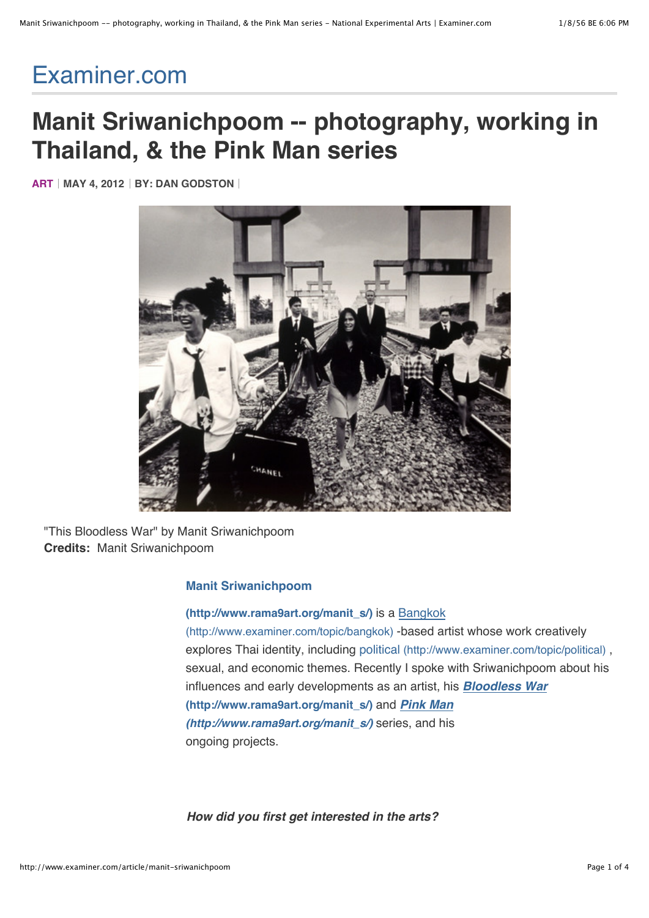# Examiner.com

# Manit Sriwanichpoom -- photography, working in Thailand, & the Pink Man series

**ART** | **MAY 4, 2012** | **BY: DAN GODSTON**

"This Bloodless War" by Manit Sriwanichpoom
**Credits:** Manit Sriwanichpoom

**Manit Sriwanichpoom (http://www.rama9art.org/manit_s/)** is a Bangkok (http://www.examiner.com/topic/bangkok) -based artist whose work creatively explores Thai identity, including political (http://www.examiner.com/topic/political) , sexual, and economic themes. Recently I spoke with Sriwanichpoom about his influences and early developments as an artist, his ***Bloodless War* (http://www.rama9art.org/manit_s/)** and ***Pink Man* *(http://www.rama9art.org/manit_s/)*** series, and his ongoing projects.

***How did you first get interested in the arts?***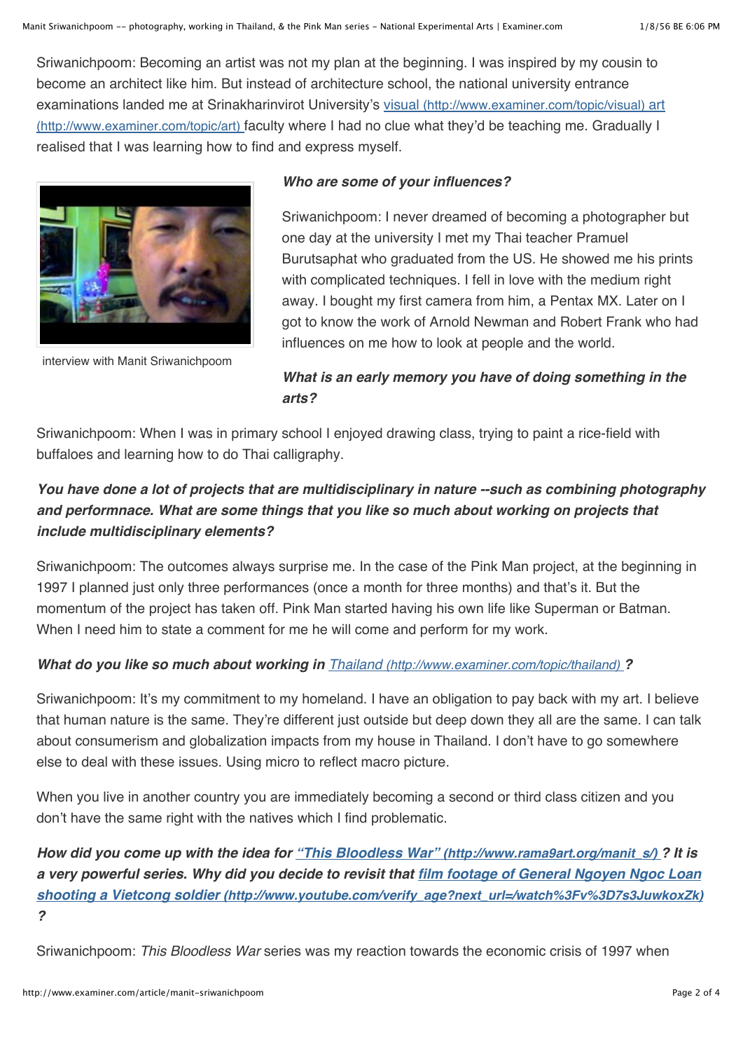Sriwanichpoom: Becoming an artist was not my plan at the beginning. I was inspired by my cousin to become an architect like him. But instead of architecture school, the national university entrance examinations landed me at Srinakharinvirot University's visual (http://www.examiner.com/topic/visual) art (http://www.examiner.com/topic/art) faculty where I had no clue what they'd be teaching me. Gradually I realised that I was learning how to find and express myself.

interview with Manit Sriwanichpoom

***Who are some of your influences?***

Sriwanichpoom: I never dreamed of becoming a photographer but one day at the university I met my Thai teacher Pramuel Burutsaphat who graduated from the US. He showed me his prints with complicated techniques. I fell in love with the medium right away. I bought my first camera from him, a Pentax MX. Later on I got to know the work of Arnold Newman and Robert Frank who had influences on me how to look at people and the world.

***What is an early memory you have of doing something in the arts?***

Sriwanichpoom: When I was in primary school I enjoyed drawing class, trying to paint a rice-field with buffaloes and learning how to do Thai calligraphy.

***You have done a lot of projects that are multidisciplinary in nature --such as combining photography and performnace. What are some things that you like so much about working on projects that include multidisciplinary elements?***

Sriwanichpoom: The outcomes always surprise me. In the case of the Pink Man project, at the beginning in 1997 I planned just only three performances (once a month for three months) and that's it. But the momentum of the project has taken off. Pink Man started having his own life like Superman or Batman. When I need him to state a comment for me he will come and perform for my work.

***What do you like so much about working in Thailand (http://www.examiner.com/topic/thailand) ?***

Sriwanichpoom: It's my commitment to my homeland. I have an obligation to pay back with my art. I believe that human nature is the same. They're different just outside but deep down they all are the same. I can talk about consumerism and globalization impacts from my house in Thailand. I don't have to go somewhere else to deal with these issues. Using micro to reflect macro picture.

When you live in another country you are immediately becoming a second or third class citizen and you don't have the same right with the natives which I find problematic.

***How did you come up with the idea for "This Bloodless War" (http://www.rama9art.org/manit_s/) ? It is a very powerful series. Why did you decide to revisit that film footage of General Ngoyen Ngoc Loan shooting a Vietcong soldier (http://www.youtube.com/verify_age?next_url=/watch%3Fv%3D7s3JuwkoxZk) ?***

Sriwanichpoom: *This Bloodless War* series was my reaction towards the economic crisis of 1997 when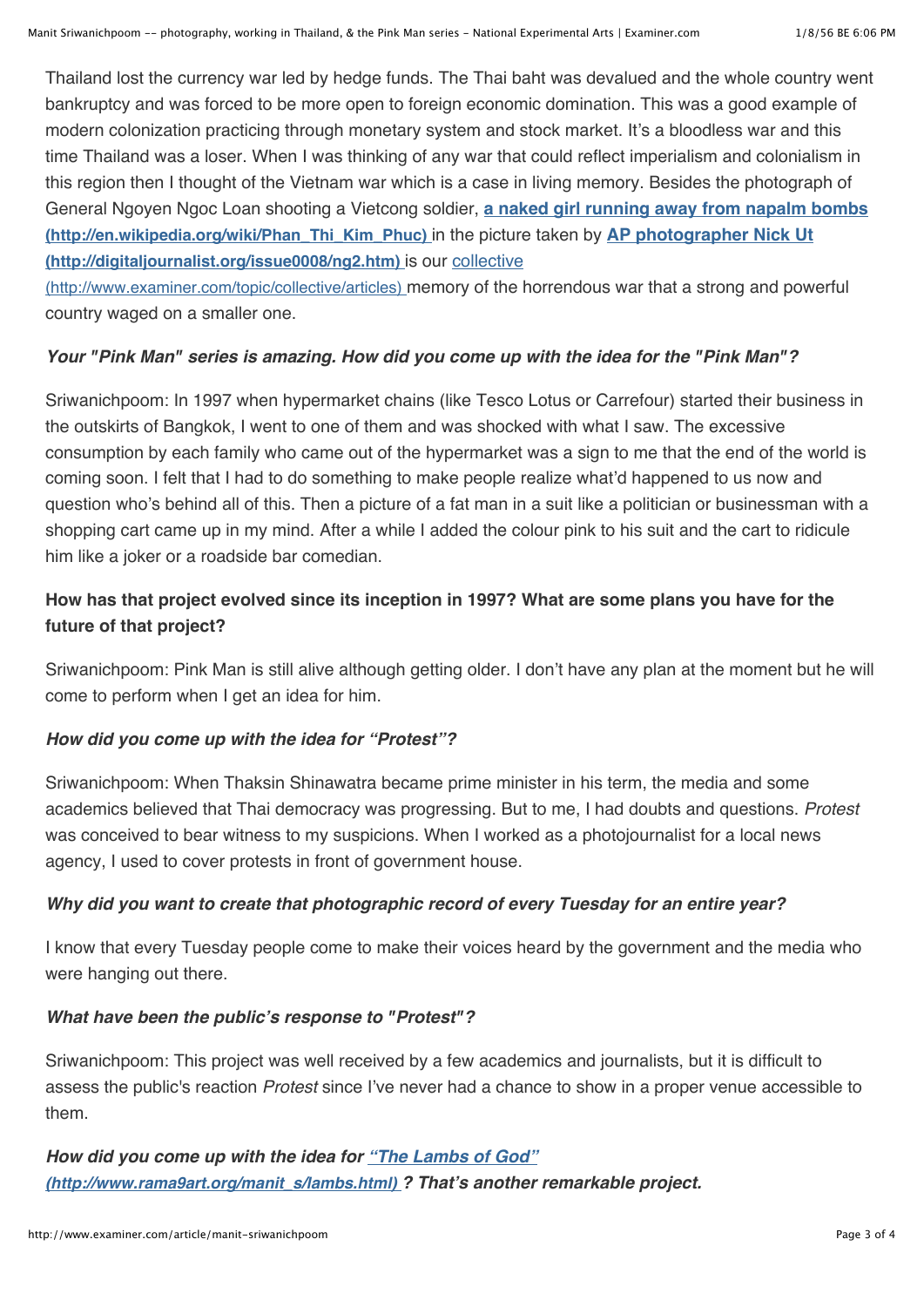Thailand lost the currency war led by hedge funds. The Thai baht was devalued and the whole country went bankruptcy and was forced to be more open to foreign economic domination. This was a good example of modern colonization practicing through monetary system and stock market. It's a bloodless war and this time Thailand was a loser. When I was thinking of any war that could reflect imperialism and colonialism in this region then I thought of the Vietnam war which is a case in living memory. Besides the photograph of General Ngoyen Ngoc Loan shooting a Vietcong soldier, **[a naked girl running away from napalm bombs](http://en.wikipedia.org/wiki/Phan_Thi_Kim_Phuc) (http://en.wikipedia.org/wiki/Phan_Thi_Kim_Phuc)** in the picture taken by **[AP photographer Nick Ut](http://digitaljournalist.org/issue0008/ng2.htm) (http://digitaljournalist.org/issue0008/ng2.htm)** is our [collective](http://www.examiner.com/topic/collective/articles) (http://www.examiner.com/topic/collective/articles) memory of the horrendous war that a strong and powerful country waged on a smaller one.

***Your "Pink Man" series is amazing. How did you come up with the idea for the "Pink Man"?***

Sriwanichpoom: In 1997 when hypermarket chains (like Tesco Lotus or Carrefour) started their business in the outskirts of Bangkok, I went to one of them and was shocked with what I saw. The excessive consumption by each family who came out of the hypermarket was a sign to me that the end of the world is coming soon. I felt that I had to do something to make people realize what'd happened to us now and question who's behind all of this. Then a picture of a fat man in a suit like a politician or businessman with a shopping cart came up in my mind. After a while I added the colour pink to his suit and the cart to ridicule him like a joker or a roadside bar comedian.

**How has that project evolved since its inception in 1997? What are some plans you have for the future of that project?**

Sriwanichpoom: Pink Man is still alive although getting older. I don't have any plan at the moment but he will come to perform when I get an idea for him.

***How did you come up with the idea for "Protest"?***

Sriwanichpoom: When Thaksin Shinawatra became prime minister in his term, the media and some academics believed that Thai democracy was progressing. But to me, I had doubts and questions. *Protest* was conceived to bear witness to my suspicions. When I worked as a photojournalist for a local news agency, I used to cover protests in front of government house.

***Why did you want to create that photographic record of every Tuesday for an entire year?***

I know that every Tuesday people come to make their voices heard by the government and the media who were hanging out there.

***What have been the public's response to "Protest"?***

Sriwanichpoom: This project was well received by a few academics and journalists, but it is difficult to assess the public's reaction *Protest* since I've never had a chance to show in a proper venue accessible to them.

***How did you come up with the idea for [“The Lambs of God”](http://www.rama9art.org/manit_s/lambs.html) (http://www.rama9art.org/manit_s/lambs.html) ? That's another remarkable project.***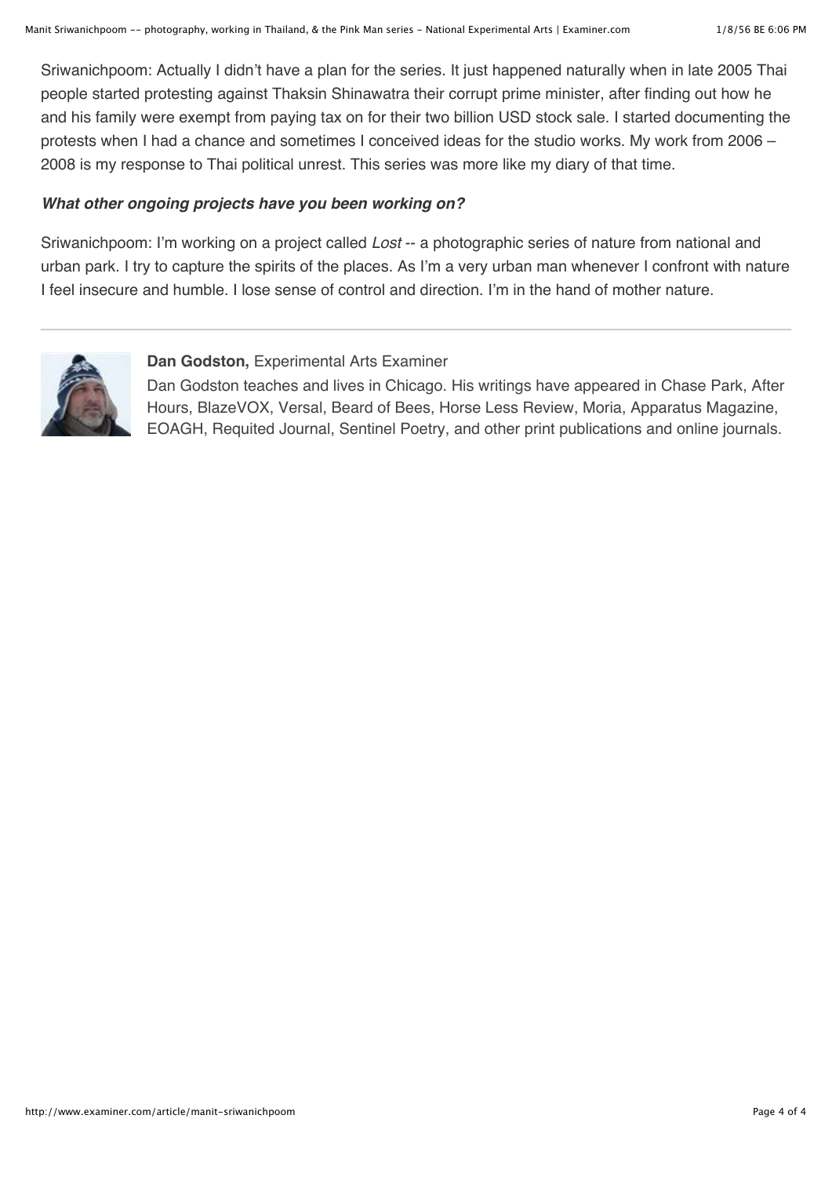Sriwanichpoom: Actually I didn't have a plan for the series. It just happened naturally when in late 2005 Thai people started protesting against Thaksin Shinawatra their corrupt prime minister, after finding out how he and his family were exempt from paying tax on for their two billion USD stock sale. I started documenting the protests when I had a chance and sometimes I conceived ideas for the studio works. My work from 2006 – 2008 is my response to Thai political unrest. This series was more like my diary of that time.

***What other ongoing projects have you been working on?***

Sriwanichpoom: I'm working on a project called *Lost* -- a photographic series of nature from national and urban park. I try to capture the spirits of the places. As I'm a very urban man whenever I confront with nature I feel insecure and humble. I lose sense of control and direction. I'm in the hand of mother nature.

---

**Dan Godston,** Experimental Arts Examiner

Dan Godston teaches and lives in Chicago. His writings have appeared in Chase Park, After Hours, BlazeVOX, Versal, Beard of Bees, Horse Less Review, Moria, Apparatus Magazine, EOAGH, Requited Journal, Sentinel Poetry, and other print publications and online journals.